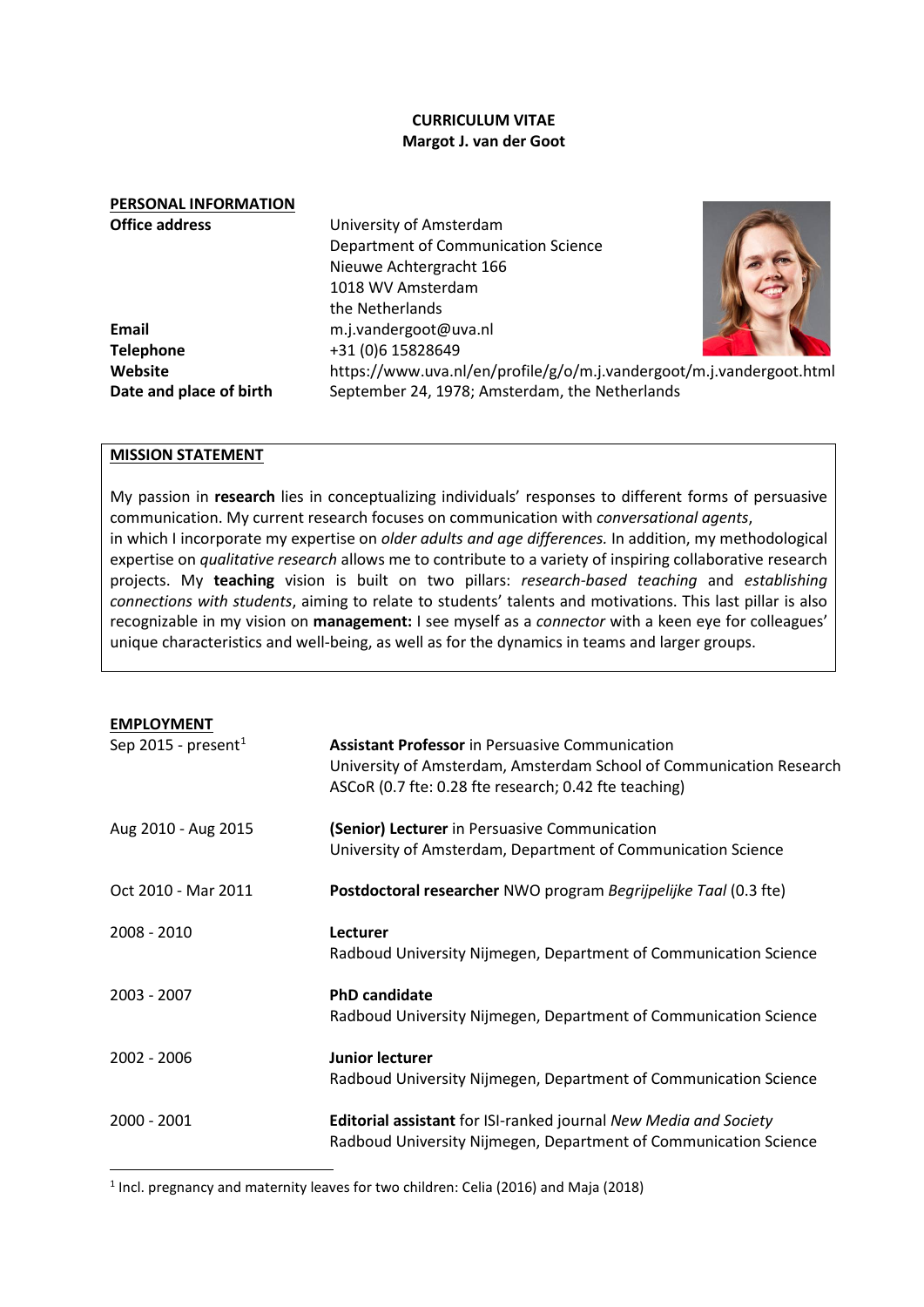# CURRICULUM VITAE
**Margot J. van der Goot**

## PERSONAL INFORMATION

| | |
|---|---|
| **Office address** | University of Amsterdam<br>Department of Communication Science<br>Nieuwe Achtergracht 166<br>1018 WV Amsterdam<br>the Netherlands |
| **Email** | m.j.vandergoot@uva.nl |
| **Telephone** | +31 (0)6 15828649 |
| **Website** | https://www.uva.nl/en/profile/g/o/m.j.vandergoot/m.j.vandergoot.html |
| **Date and place of birth** | September 24, 1978; Amsterdam, the Netherlands |

## MISSION STATEMENT

My passion in **research** lies in conceptualizing individuals' responses to different forms of persuasive communication. My current research focuses on communication with *conversational agents*, in which I incorporate my expertise on *older adults and age differences.* In addition, my methodological expertise on *qualitative research* allows me to contribute to a variety of inspiring collaborative research projects. My **teaching** vision is built on two pillars: *research-based teaching* and *establishing connections with students*, aiming to relate to students' talents and motivations. This last pillar is also recognizable in my vision on **management:** I see myself as a *connector* with a keen eye for colleagues' unique characteristics and well-being, as well as for the dynamics in teams and larger groups.

## EMPLOYMENT

| | |
|---|---|
| Sep 2015 - present[1] | **Assistant Professor** in Persuasive Communication<br>University of Amsterdam, Amsterdam School of Communication Research ASCoR (0.7 fte: 0.28 fte research; 0.42 fte teaching) |
| Aug 2010 - Aug 2015 | **(Senior) Lecturer** in Persuasive Communication<br>University of Amsterdam, Department of Communication Science |
| Oct 2010 - Mar 2011 | **Postdoctoral researcher** NWO program *Begrijpelijke Taal* (0.3 fte) |
| 2008 - 2010 | **Lecturer**<br>Radboud University Nijmegen, Department of Communication Science |
| 2003 - 2007 | **PhD candidate**<br>Radboud University Nijmegen, Department of Communication Science |
| 2002 - 2006 | **Junior lecturer**<br>Radboud University Nijmegen, Department of Communication Science |
| 2000 - 2001 | **Editorial assistant** for ISI-ranked journal *New Media and Society*<br>Radboud University Nijmegen, Department of Communication Science |

[1] Incl. pregnancy and maternity leaves for two children: Celia (2016) and Maja (2018)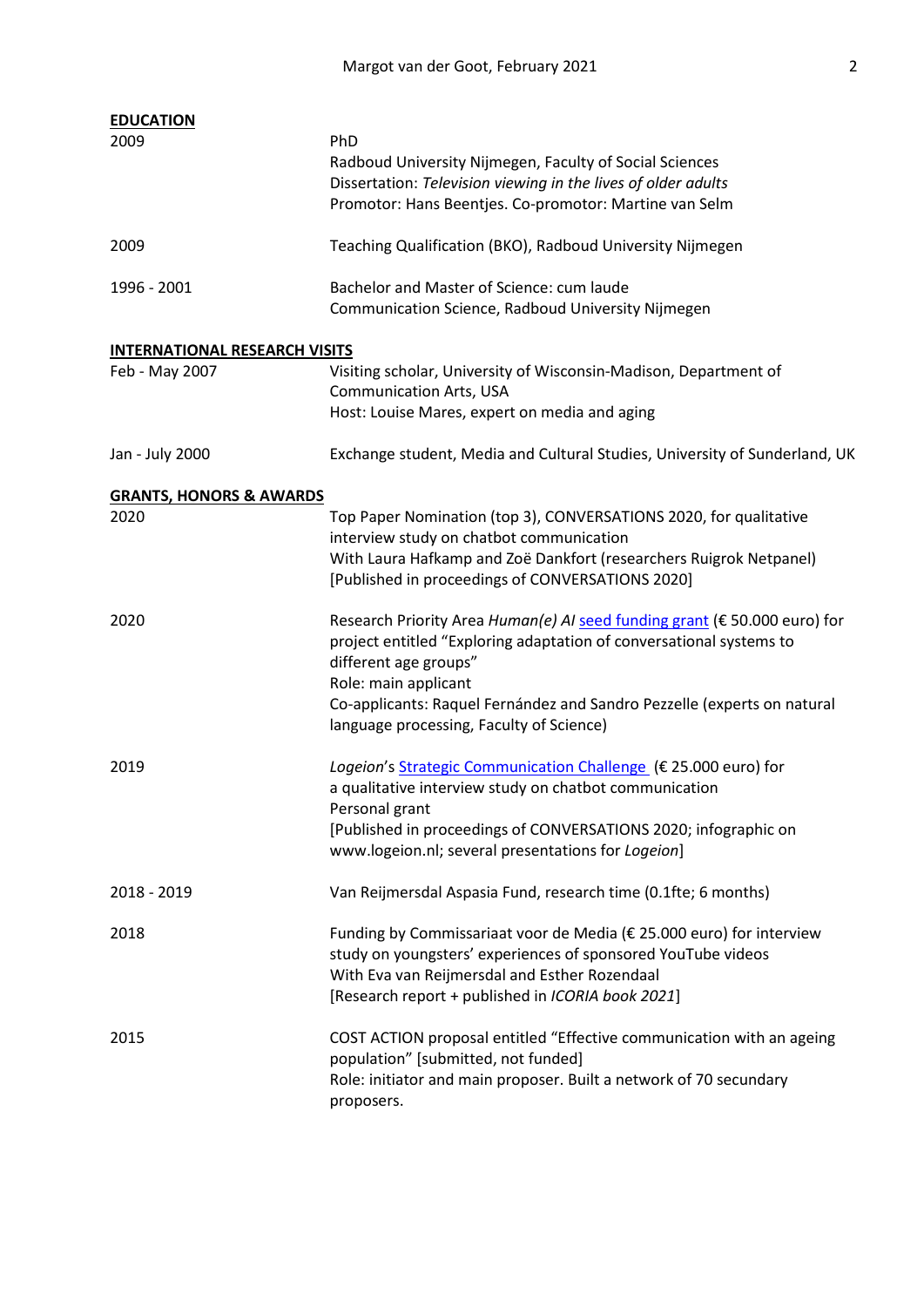## EDUCATION

| | |
|---|---|
| 2009 | PhD<br>Radboud University Nijmegen, Faculty of Social Sciences<br>Dissertation: *Television viewing in the lives of older adults*<br>Promotor: Hans Beentjes. Co-promotor: Martine van Selm |
| 2009 | Teaching Qualification (BKO), Radboud University Nijmegen |
| 1996 - 2001 | Bachelor and Master of Science: cum laude<br>Communication Science, Radboud University Nijmegen |

## INTERNATIONAL RESEARCH VISITS

| | |
|---|---|
| Feb - May 2007 | Visiting scholar, University of Wisconsin-Madison, Department of Communication Arts, USA<br>Host: Louise Mares, expert on media and aging |
| Jan - July 2000 | Exchange student, Media and Cultural Studies, University of Sunderland, UK |

## GRANTS, HONORS & AWARDS

| | |
|---|---|
| 2020 | Top Paper Nomination (top 3), CONVERSATIONS 2020, for qualitative interview study on chatbot communication<br>With Laura Hafkamp and Zoë Dankfort (researchers Ruigrok Netpanel)<br>[Published in proceedings of CONVERSATIONS 2020] |
| 2020 | Research Priority Area *Human(e) AI* seed funding grant (€ 50.000 euro) for project entitled "Exploring adaptation of conversational systems to different age groups"<br>Role: main applicant<br>Co-applicants: Raquel Fernández and Sandro Pezzelle (experts on natural language processing, Faculty of Science) |
| 2019 | *Logeion*'s Strategic Communication Challenge (€ 25.000 euro) for a qualitative interview study on chatbot communication<br>Personal grant<br>[Published in proceedings of CONVERSATIONS 2020; infographic on www.logeion.nl; several presentations for *Logeion*] |
| 2018 - 2019 | Van Reijmersdal Aspasia Fund, research time (0.1fte; 6 months) |
| 2018 | Funding by Commissariaat voor de Media (€ 25.000 euro) for interview study on youngsters' experiences of sponsored YouTube videos<br>With Eva van Reijmersdal and Esther Rozendaal<br>[Research report + published in *ICORIA book 2021*] |
| 2015 | COST ACTION proposal entitled "Effective communication with an ageing population" [submitted, not funded]<br>Role: initiator and main proposer. Built a network of 70 secundary proposers. |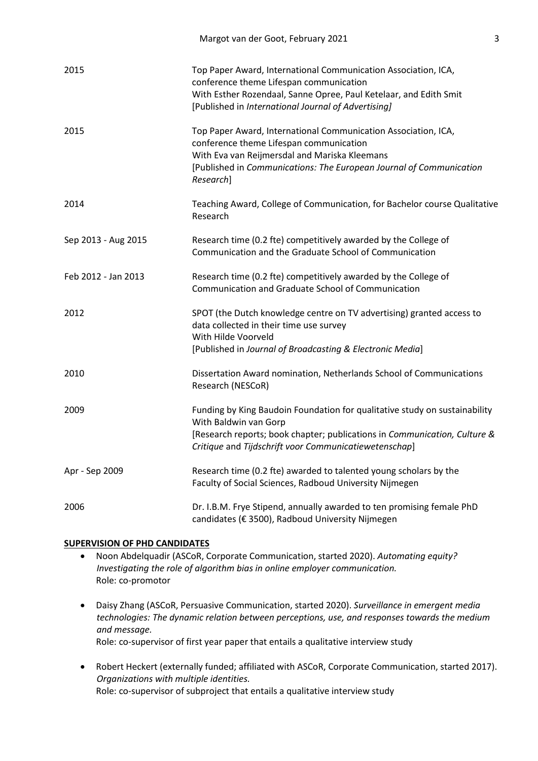| | |
|---|---|
| 2015 | Top Paper Award, International Communication Association, ICA, conference theme Lifespan communication<br>With Esther Rozendaal, Sanne Opree, Paul Ketelaar, and Edith Smit<br>[Published in *International Journal of Advertising]* |
| 2015 | Top Paper Award, International Communication Association, ICA, conference theme Lifespan communication<br>With Eva van Reijmersdal and Mariska Kleemans<br>[Published in *Communications: The European Journal of Communication Research*] |
| 2014 | Teaching Award, College of Communication, for Bachelor course Qualitative Research |
| Sep 2013 - Aug 2015 | Research time (0.2 fte) competitively awarded by the College of Communication and the Graduate School of Communication |
| Feb 2012 - Jan 2013 | Research time (0.2 fte) competitively awarded by the College of Communication and Graduate School of Communication |
| 2012 | SPOT (the Dutch knowledge centre on TV advertising) granted access to data collected in their time use survey<br>With Hilde Voorveld<br>[Published in *Journal of Broadcasting & Electronic Media*] |
| 2010 | Dissertation Award nomination, Netherlands School of Communications Research (NESCoR) |
| 2009 | Funding by King Baudoin Foundation for qualitative study on sustainability<br>With Baldwin van Gorp<br>[Research reports; book chapter; publications in *Communication, Culture & Critique* and *Tijdschrift voor Communicatiewetenschap*] |
| Apr - Sep 2009 | Research time (0.2 fte) awarded to talented young scholars by the Faculty of Social Sciences, Radboud University Nijmegen |
| 2006 | Dr. I.B.M. Frye Stipend, annually awarded to ten promising female PhD candidates (€ 3500), Radboud University Nijmegen |

## SUPERVISION OF PHD CANDIDATES

- Noon Abdelquadir (ASCoR, Corporate Communication, started 2020). *Automating equity? Investigating the role of algorithm bias in online employer communication.*
  Role: co-promotor

- Daisy Zhang (ASCoR, Persuasive Communication, started 2020). *Surveillance in emergent media technologies: The dynamic relation between perceptions, use, and responses towards the medium and message.*
  Role: co-supervisor of first year paper that entails a qualitative interview study

- Robert Heckert (externally funded; affiliated with ASCoR, Corporate Communication, started 2017). *Organizations with multiple identities.*
  Role: co-supervisor of subproject that entails a qualitative interview study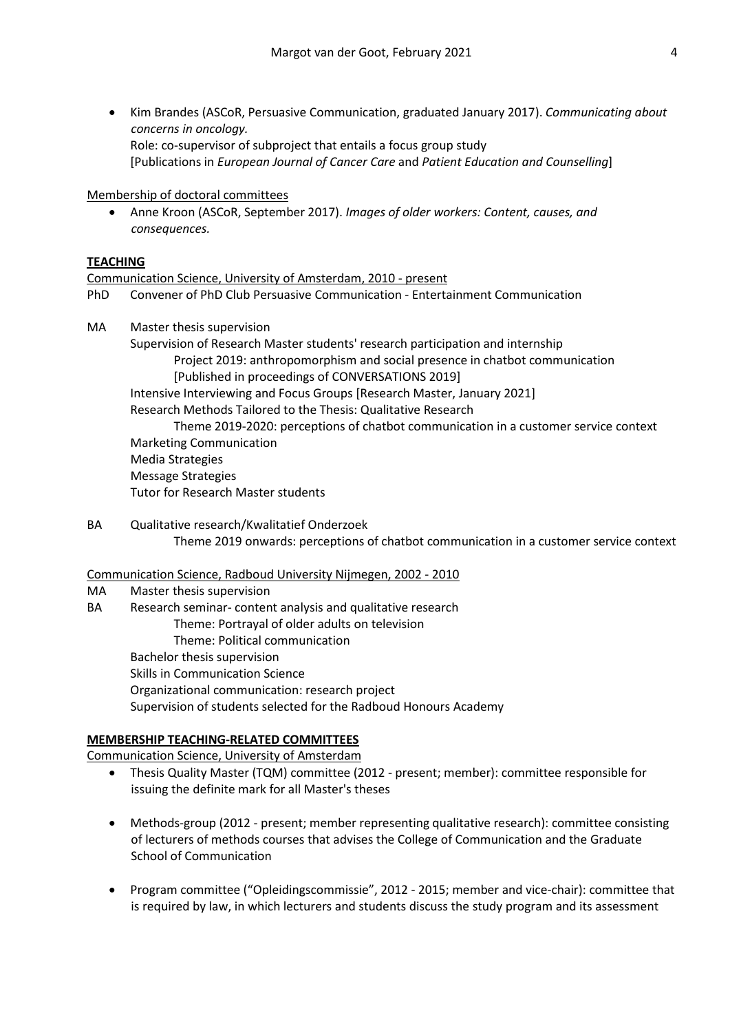- Kim Brandes (ASCoR, Persuasive Communication, graduated January 2017). *Communicating about concerns in oncology.*
  Role: co-supervisor of subproject that entails a focus group study
  [Publications in *European Journal of Cancer Care* and *Patient Education and Counselling*]

Membership of doctoral committees

- Anne Kroon (ASCoR, September 2017). *Images of older workers: Content, causes, and consequences.*

## **TEACHING**

Communication Science, University of Amsterdam, 2010 - present

PhD Convener of PhD Club Persuasive Communication - Entertainment Communication

MA Master thesis supervision
- Supervision of Research Master students' research participation and internship
  - Project 2019: anthropomorphism and social presence in chatbot communication [Published in proceedings of CONVERSATIONS 2019]
- Intensive Interviewing and Focus Groups [Research Master, January 2021]
- Research Methods Tailored to the Thesis: Qualitative Research
  - Theme 2019-2020: perceptions of chatbot communication in a customer service context
- Marketing Communication
- Media Strategies
- Message Strategies
- Tutor for Research Master students

BA Qualitative research/Kwalitatief Onderzoek
- Theme 2019 onwards: perceptions of chatbot communication in a customer service context

Communication Science, Radboud University Nijmegen, 2002 - 2010

MA Master thesis supervision

BA Research seminar- content analysis and qualitative research
- Theme: Portrayal of older adults on television
- Theme: Political communication
- Bachelor thesis supervision
- Skills in Communication Science
- Organizational communication: research project
- Supervision of students selected for the Radboud Honours Academy

## **MEMBERSHIP TEACHING-RELATED COMMITTEES**

Communication Science, University of Amsterdam

- Thesis Quality Master (TQM) committee (2012 - present; member): committee responsible for issuing the definite mark for all Master's theses
- Methods-group (2012 - present; member representing qualitative research): committee consisting of lecturers of methods courses that advises the College of Communication and the Graduate School of Communication
- Program committee ("Opleidingscommissie", 2012 - 2015; member and vice-chair): committee that is required by law, in which lecturers and students discuss the study program and its assessment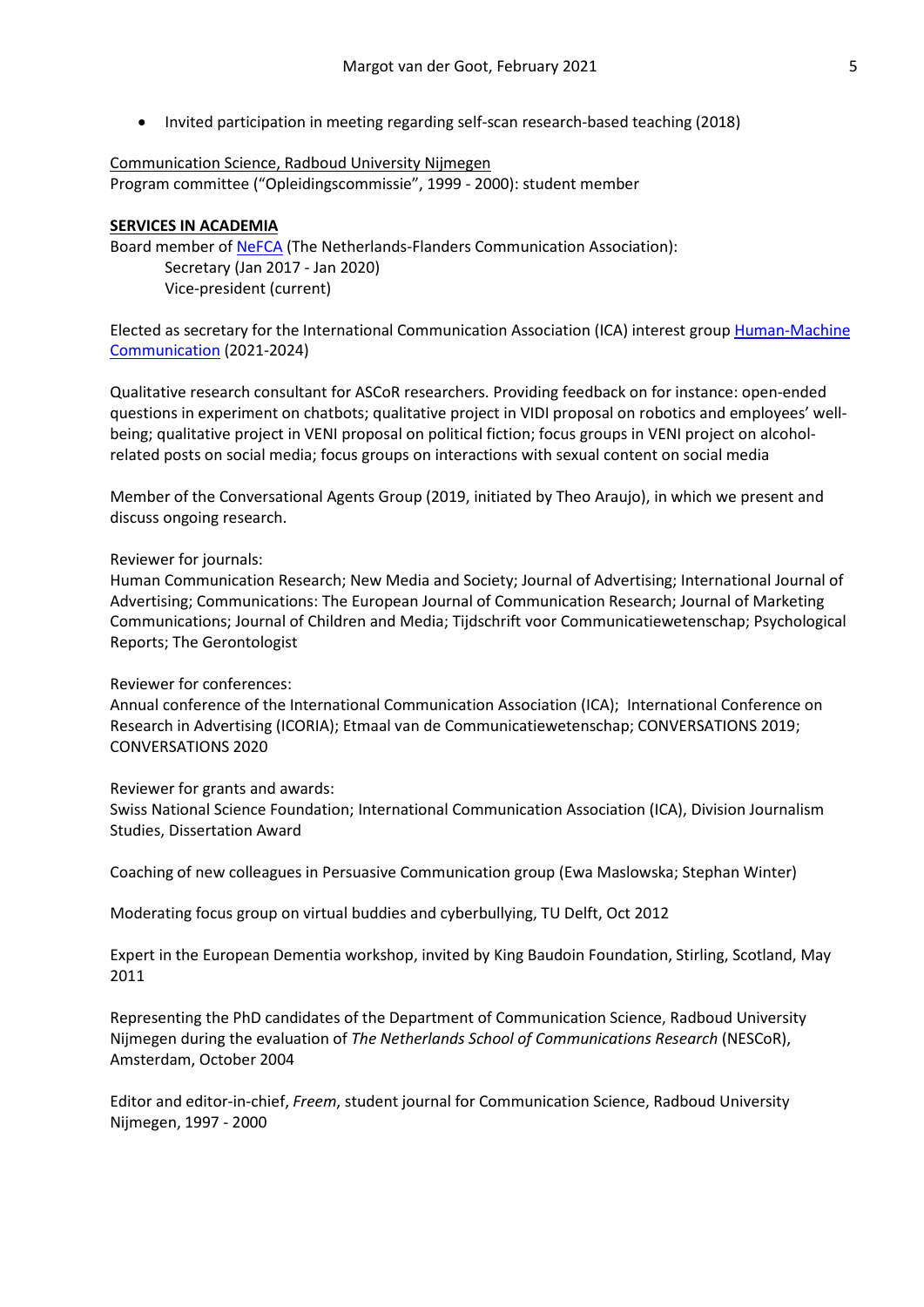- Invited participation in meeting regarding self-scan research-based teaching (2018)

Communication Science, Radboud University Nijmegen
Program committee ("Opleidingscommissie", 1999 - 2000): student member

**SERVICES IN ACADEMIA**

Board member of NeFCA (The Netherlands-Flanders Communication Association):
Secretary (Jan 2017 - Jan 2020)
Vice-president (current)

Elected as secretary for the International Communication Association (ICA) interest group Human-Machine Communication (2021-2024)

Qualitative research consultant for ASCoR researchers. Providing feedback on for instance: open-ended questions in experiment on chatbots; qualitative project in VIDI proposal on robotics and employees' well-being; qualitative project in VENI proposal on political fiction; focus groups in VENI project on alcohol-related posts on social media; focus groups on interactions with sexual content on social media

Member of the Conversational Agents Group (2019, initiated by Theo Araujo), in which we present and discuss ongoing research.

Reviewer for journals:
Human Communication Research; New Media and Society; Journal of Advertising; International Journal of Advertising; Communications: The European Journal of Communication Research; Journal of Marketing Communications; Journal of Children and Media; Tijdschrift voor Communicatiewetenschap; Psychological Reports; The Gerontologist

Reviewer for conferences:
Annual conference of the International Communication Association (ICA); International Conference on Research in Advertising (ICORIA); Etmaal van de Communicatiewetenschap; CONVERSATIONS 2019; CONVERSATIONS 2020

Reviewer for grants and awards:
Swiss National Science Foundation; International Communication Association (ICA), Division Journalism Studies, Dissertation Award

Coaching of new colleagues in Persuasive Communication group (Ewa Maslowska; Stephan Winter)

Moderating focus group on virtual buddies and cyberbullying, TU Delft, Oct 2012

Expert in the European Dementia workshop, invited by King Baudoin Foundation, Stirling, Scotland, May 2011

Representing the PhD candidates of the Department of Communication Science, Radboud University Nijmegen during the evaluation of *The Netherlands School of Communications Research* (NESCoR), Amsterdam, October 2004

Editor and editor-in-chief, *Freem*, student journal for Communication Science, Radboud University Nijmegen, 1997 - 2000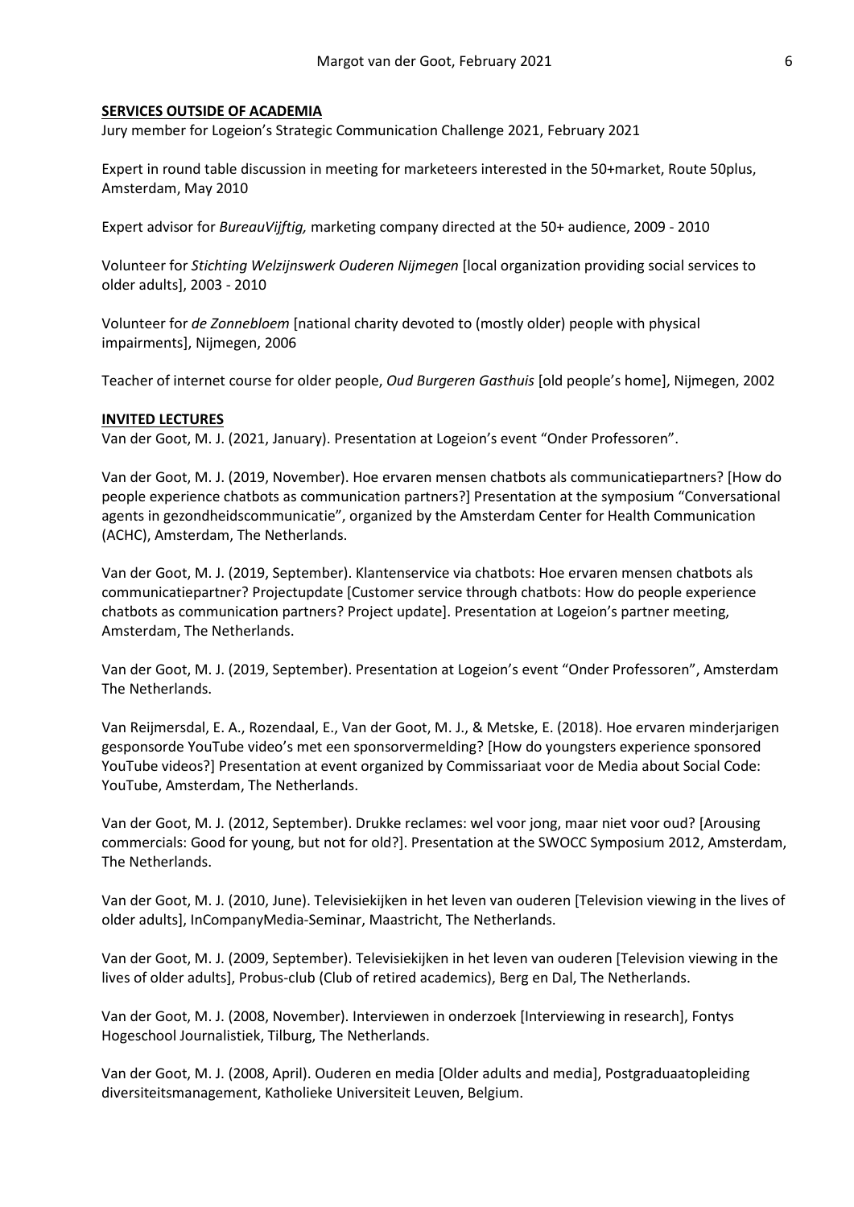**SERVICES OUTSIDE OF ACADEMIA**

Jury member for Logeion's Strategic Communication Challenge 2021, February 2021

Expert in round table discussion in meeting for marketeers interested in the 50+market, Route 50plus, Amsterdam, May 2010

Expert advisor for *BureauVijftig,* marketing company directed at the 50+ audience, 2009 - 2010

Volunteer for *Stichting Welzijnswerk Ouderen Nijmegen* [local organization providing social services to older adults], 2003 - 2010

Volunteer for *de Zonnebloem* [national charity devoted to (mostly older) people with physical impairments], Nijmegen, 2006

Teacher of internet course for older people, *Oud Burgeren Gasthuis* [old people's home], Nijmegen, 2002

**INVITED LECTURES**

Van der Goot, M. J. (2021, January). Presentation at Logeion's event "Onder Professoren".

Van der Goot, M. J. (2019, November). Hoe ervaren mensen chatbots als communicatiepartners? [How do people experience chatbots as communication partners?] Presentation at the symposium "Conversational agents in gezondheidscommunicatie", organized by the Amsterdam Center for Health Communication (ACHC), Amsterdam, The Netherlands.

Van der Goot, M. J. (2019, September). Klantenservice via chatbots: Hoe ervaren mensen chatbots als communicatiepartner? Projectupdate [Customer service through chatbots: How do people experience chatbots as communication partners? Project update]. Presentation at Logeion's partner meeting, Amsterdam, The Netherlands.

Van der Goot, M. J. (2019, September). Presentation at Logeion's event "Onder Professoren", Amsterdam The Netherlands.

Van Reijmersdal, E. A., Rozendaal, E., Van der Goot, M. J., & Metske, E. (2018). Hoe ervaren minderjarigen gesponsorde YouTube video's met een sponsorvermelding? [How do youngsters experience sponsored YouTube videos?] Presentation at event organized by Commissariaat voor de Media about Social Code: YouTube, Amsterdam, The Netherlands.

Van der Goot, M. J. (2012, September). Drukke reclames: wel voor jong, maar niet voor oud? [Arousing commercials: Good for young, but not for old?]. Presentation at the SWOCC Symposium 2012, Amsterdam, The Netherlands.

Van der Goot, M. J. (2010, June). Televisiekijken in het leven van ouderen [Television viewing in the lives of older adults], InCompanyMedia-Seminar, Maastricht, The Netherlands.

Van der Goot, M. J. (2009, September). Televisiekijken in het leven van ouderen [Television viewing in the lives of older adults], Probus-club (Club of retired academics), Berg en Dal, The Netherlands.

Van der Goot, M. J. (2008, November). Interviewen in onderzoek [Interviewing in research], Fontys Hogeschool Journalistiek, Tilburg, The Netherlands.

Van der Goot, M. J. (2008, April). Ouderen en media [Older adults and media], Postgraduaatopleiding diversiteitsmanagement, Katholieke Universiteit Leuven, Belgium.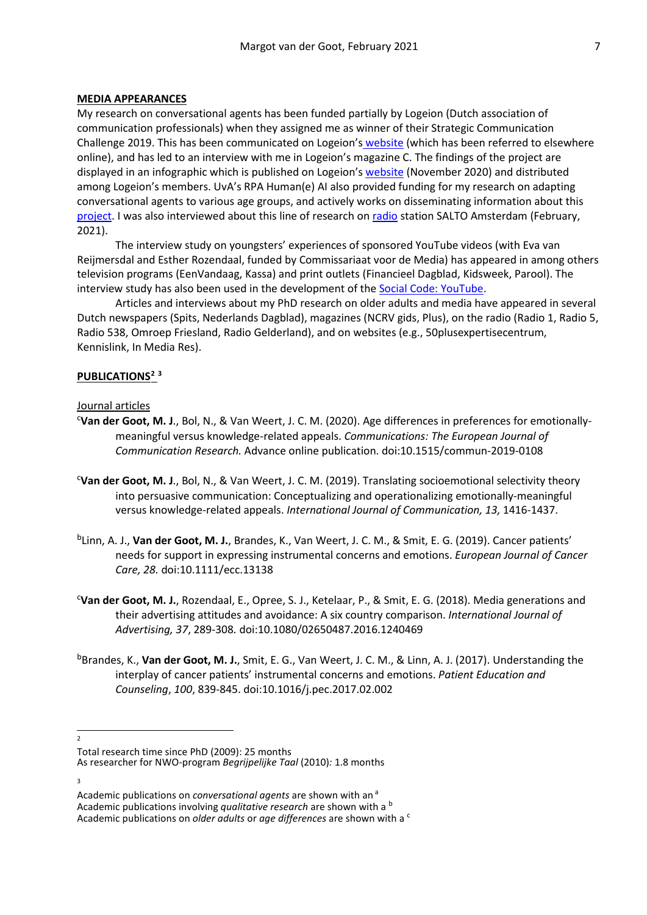**MEDIA APPEARANCES**

My research on conversational agents has been funded partially by Logeion (Dutch association of communication professionals) when they assigned me as winner of their Strategic Communication Challenge 2019. This has been communicated on Logeion's website (which has been referred to elsewhere online), and has led to an interview with me in Logeion's magazine C. The findings of the project are displayed in an infographic which is published on Logeion's website (November 2020) and distributed among Logeion's members. UvA's RPA Human(e) AI also provided funding for my research on adapting conversational agents to various age groups, and actively works on disseminating information about this project. I was also interviewed about this line of research on radio station SALTO Amsterdam (February, 2021).

The interview study on youngsters' experiences of sponsored YouTube videos (with Eva van Reijmersdal and Esther Rozendaal, funded by Commissariaat voor de Media) has appeared in among others television programs (EenVandaag, Kassa) and print outlets (Financieel Dagblad, Kidsweek, Parool). The interview study has also been used in the development of the Social Code: YouTube.

Articles and interviews about my PhD research on older adults and media have appeared in several Dutch newspapers (Spits, Nederlands Dagblad), magazines (NCRV gids, Plus), on the radio (Radio 1, Radio 5, Radio 538, Omroep Friesland, Radio Gelderland), and on websites (e.g., 50plusexpertisecentrum, Kennislink, In Media Res).

**PUBLICATIONS**[2] [3]

Journal articles

[c]**Van der Goot, M. J**., Bol, N., & Van Weert, J. C. M. (2020). Age differences in preferences for emotionally-meaningful versus knowledge-related appeals. *Communications: The European Journal of Communication Research.* Advance online publication. doi:10.1515/commun-2019-0108

[c]**Van der Goot, M. J**., Bol, N., & Van Weert, J. C. M. (2019). Translating socioemotional selectivity theory into persuasive communication: Conceptualizing and operationalizing emotionally-meaningful versus knowledge-related appeals. *International Journal of Communication, 13,* 1416-1437.

[b]Linn, A. J., **Van der Goot, M. J.**, Brandes, K., Van Weert, J. C. M., & Smit, E. G. (2019). Cancer patients' needs for support in expressing instrumental concerns and emotions. *European Journal of Cancer Care, 28.* doi:10.1111/ecc.13138

[c]**Van der Goot, M. J.**, Rozendaal, E., Opree, S. J., Ketelaar, P., & Smit, E. G. (2018). Media generations and their advertising attitudes and avoidance: A six country comparison. *International Journal of Advertising, 37*, 289-308. doi:10.1080/02650487.2016.1240469

[b]Brandes, K., **Van der Goot, M. J.**, Smit, E. G., Van Weert, J. C. M., & Linn, A. J. (2017). Understanding the interplay of cancer patients' instrumental concerns and emotions. *Patient Education and Counseling*, *100*, 839-845. doi:10.1016/j.pec.2017.02.002

---

[2] Total research time since PhD (2009): 25 months
As researcher for NWO-program *Begrijpelijke Taal* (2010)*:* 1.8 months

[3] Academic publications on *conversational agents* are shown with an [a]
Academic publications involving *qualitative research* are shown with a [b]
Academic publications on *older adults* or *age differences* are shown with a [c]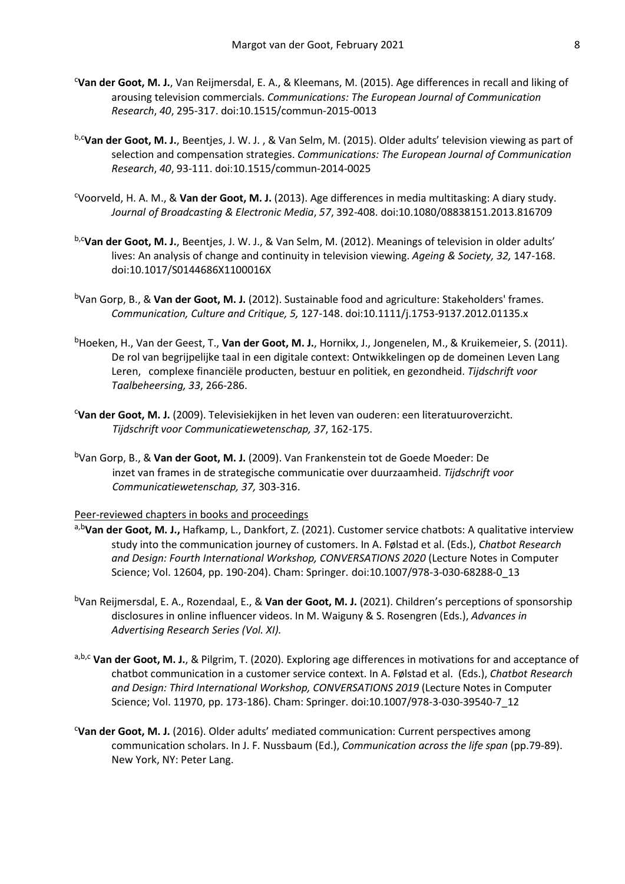[c]**Van der Goot, M. J.**, Van Reijmersdal, E. A., & Kleemans, M. (2015). Age differences in recall and liking of arousing television commercials. *Communications: The European Journal of Communication Research*, *40*, 295-317. doi:10.1515/commun-2015-0013

[b,c]**Van der Goot, M. J.**, Beentjes, J. W. J. , & Van Selm, M. (2015). Older adults' television viewing as part of selection and compensation strategies. *Communications: The European Journal of Communication Research*, *40*, 93-111. doi:10.1515/commun-2014-0025

[c]Voorveld, H. A. M., & **Van der Goot, M. J.** (2013). Age differences in media multitasking: A diary study. *Journal of Broadcasting & Electronic Media*, *57*, 392-408. doi:10.1080/08838151.2013.816709

[b,c]**Van der Goot, M. J.**, Beentjes, J. W. J., & Van Selm, M. (2012). Meanings of television in older adults' lives: An analysis of change and continuity in television viewing. *Ageing & Society, 32,* 147-168. doi:10.1017/S0144686X1100016X

[b]Van Gorp, B., & **Van der Goot, M. J.** (2012). Sustainable food and agriculture: Stakeholders' frames. *Communication, Culture and Critique, 5,* 127-148. doi:10.1111/j.1753-9137.2012.01135.x

[b]Hoeken, H., Van der Geest, T., **Van der Goot, M. J.**, Hornikx, J., Jongenelen, M., & Kruikemeier, S. (2011). De rol van begrijpelijke taal in een digitale context: Ontwikkelingen op de domeinen Leven Lang Leren, complexe financiële producten, bestuur en politiek, en gezondheid. *Tijdschrift voor Taalbeheersing, 33*, 266-286.

[c]**Van der Goot, M. J.** (2009). Televisiekijken in het leven van ouderen: een literatuuroverzicht. *Tijdschrift voor Communicatiewetenschap, 37*, 162-175.

[b]Van Gorp, B., & **Van der Goot, M. J.** (2009). Van Frankenstein tot de Goede Moeder: De inzet van frames in de strategische communicatie over duurzaamheid. *Tijdschrift voor Communicatiewetenschap, 37,* 303-316.

Peer-reviewed chapters in books and proceedings

[a,b]**Van der Goot, M. J.,** Hafkamp, L., Dankfort, Z. (2021). Customer service chatbots: A qualitative interview study into the communication journey of customers. In A. Følstad et al. (Eds.), *Chatbot Research and Design: Fourth International Workshop, CONVERSATIONS 2020* (Lecture Notes in Computer Science; Vol. 12604, pp. 190-204). Cham: Springer. doi:10.1007/978-3-030-68288-0_13

[b]Van Reijmersdal, E. A., Rozendaal, E., & **Van der Goot, M. J.** (2021). Children's perceptions of sponsorship disclosures in online influencer videos. In M. Waiguny & S. Rosengren (Eds.), *Advances in Advertising Research Series (Vol. XI).*

[a,b,c] **Van der Goot, M. J.**, & Pilgrim, T. (2020). Exploring age differences in motivations for and acceptance of chatbot communication in a customer service context. In A. Følstad et al. (Eds.), *Chatbot Research and Design: Third International Workshop, CONVERSATIONS 2019* (Lecture Notes in Computer Science; Vol. 11970, pp. 173-186). Cham: Springer. doi:10.1007/978-3-030-39540-7_12

[c]**Van der Goot, M. J.** (2016). Older adults' mediated communication: Current perspectives among communication scholars. In J. F. Nussbaum (Ed.), *Communication across the life span* (pp.79-89). New York, NY: Peter Lang.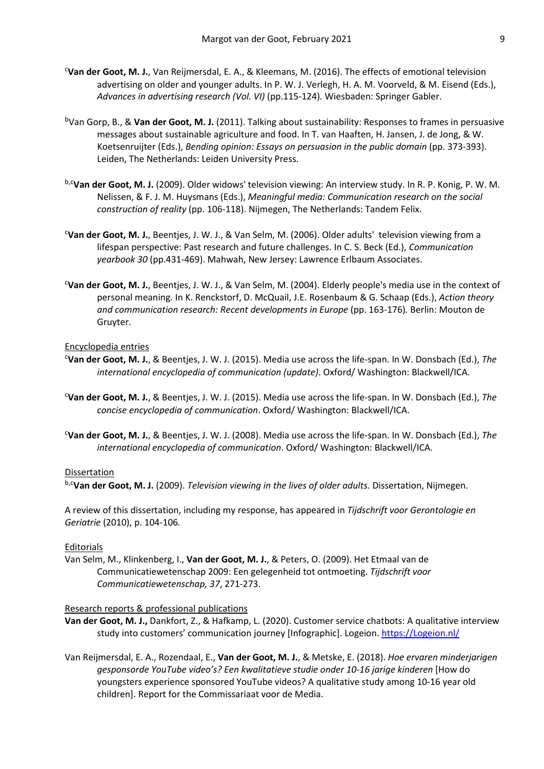[c]**Van der Goot, M. J.**, Van Reijmersdal, E. A., & Kleemans, M. (2016). The effects of emotional television advertising on older and younger adults. In P. W. J. Verlegh, H. A. M. Voorveld, & M. Eisend (Eds.), *Advances in advertising research (Vol. VI)* (pp.115-124). Wiesbaden: Springer Gabler.

[b]Van Gorp, B., & **Van der Goot, M. J.** (2011). Talking about sustainability: Responses to frames in persuasive messages about sustainable agriculture and food. In T. van Haaften, H. Jansen, J. de Jong, & W. Koetsenruijter (Eds.), *Bending opinion: Essays on persuasion in the public domain* (pp. 373-393). Leiden, The Netherlands: Leiden University Press.

[b,c]**Van der Goot, M. J.** (2009). Older widows' television viewing: An interview study. In R. P. Konig, P. W. M. Nelissen, & F. J. M. Huysmans (Eds.), *Meaningful media: Communication research on the social construction of reality* (pp. 106-118). Nijmegen, The Netherlands: Tandem Felix.

[c]**Van der Goot, M. J.**, Beentjes, J. W. J., & Van Selm, M. (2006). Older adults' television viewing from a lifespan perspective: Past research and future challenges. In C. S. Beck (Ed.), *Communication yearbook 30* (pp.431-469). Mahwah, New Jersey: Lawrence Erlbaum Associates.

[c]**Van der Goot, M. J.**, Beentjes, J. W. J., & Van Selm, M. (2004). Elderly people's media use in the context of personal meaning. In K. Renckstorf, D. McQuail, J.E. Rosenbaum & G. Schaap (Eds.), *Action theory and communication research: Recent developments in Europe* (pp. 163-176). Berlin: Mouton de Gruyter.

<u>Encyclopedia entries</u>

[c]**Van der Goot, M. J.**, & Beentjes, J. W. J. (2015). Media use across the life-span. In W. Donsbach (Ed.), *The international encyclopedia of communication (update)*. Oxford/ Washington: Blackwell/ICA.

[c]**Van der Goot, M. J.**, & Beentjes, J. W. J. (2015). Media use across the life-span. In W. Donsbach (Ed.), *The concise encyclopedia of communication*. Oxford/ Washington: Blackwell/ICA.

[c]**Van der Goot, M. J.**, & Beentjes, J. W. J. (2008). Media use across the life-span. In W. Donsbach (Ed.), *The international encyclopedia of communication*. Oxford/ Washington: Blackwell/ICA.

<u>Dissertation</u>

[b,c]**Van der Goot, M. J.** (2009). *Television viewing in the lives of older adults.* Dissertation, Nijmegen.

A review of this dissertation, including my response, has appeared in *Tijdschrift voor Gerontologie en Geriatrie* (2010), p. 104-106.

<u>Editorials</u>

Van Selm, M., Klinkenberg, I., **Van der Goot, M. J.**, & Peters, O. (2009). Het Etmaal van de Communicatiewetenschap 2009: Een gelegenheid tot ontmoeting. *Tijdschrift voor Communicatiewetenschap, 37*, 271-273.

<u>Research reports & professional publications</u>

**Van der Goot, M. J.,** Dankfort, Z., & Hafkamp, L. (2020). Customer service chatbots: A qualitative interview study into customers' communication journey [Infographic]. Logeion. https://Logeion.nl/

Van Reijmersdal, E. A., Rozendaal, E., **Van der Goot, M. J.**, & Metske, E. (2018). *Hoe ervaren minderjarigen gesponsorde YouTube video's? Een kwalitatieve studie onder 10-16 jarige kinderen* [How do youngsters experience sponsored YouTube videos? A qualitative study among 10-16 year old children]. Report for the Commissariaat voor de Media.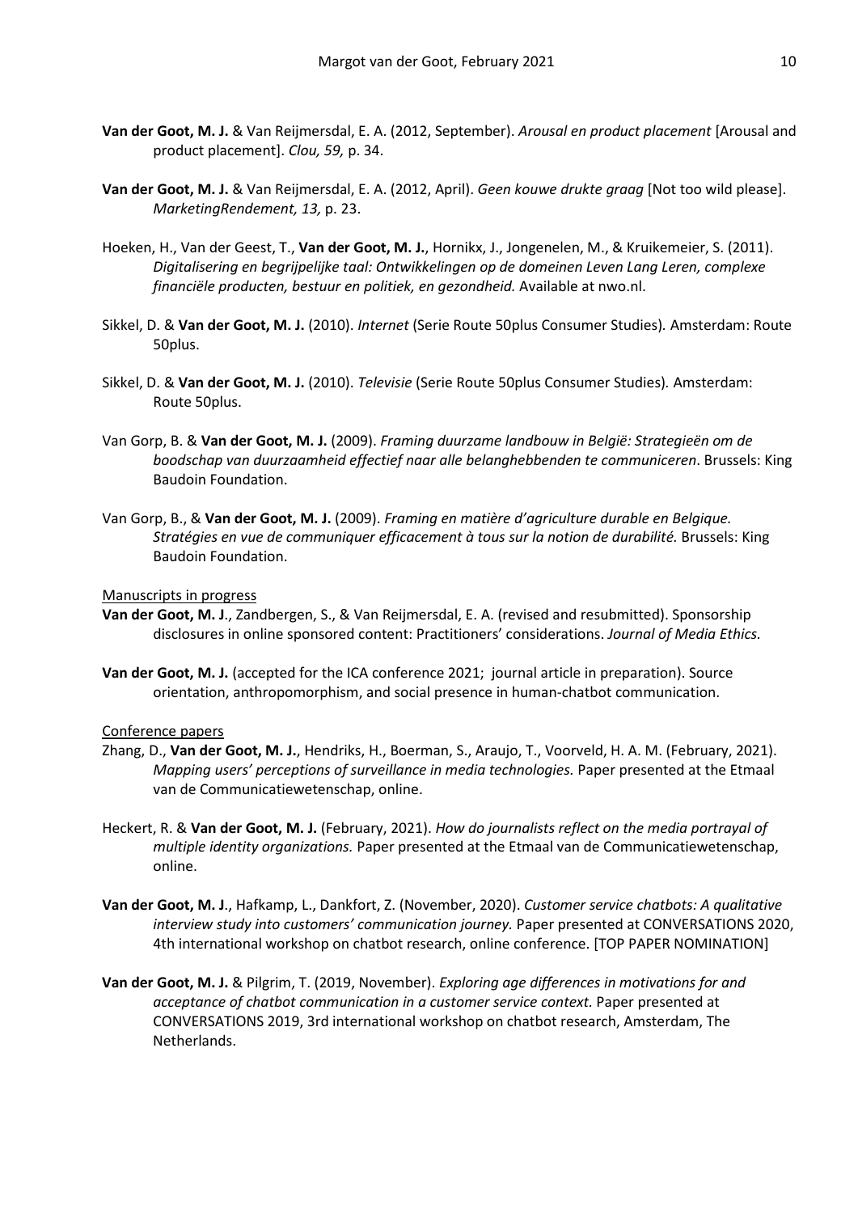**Van der Goot, M. J.** & Van Reijmersdal, E. A. (2012, September). *Arousal en product placement* [Arousal and product placement]. *Clou, 59,* p. 34.

**Van der Goot, M. J.** & Van Reijmersdal, E. A. (2012, April). *Geen kouwe drukte graag* [Not too wild please]. *MarketingRendement, 13,* p. 23.

Hoeken, H., Van der Geest, T., **Van der Goot, M. J.**, Hornikx, J., Jongenelen, M., & Kruikemeier, S. (2011). *Digitalisering en begrijpelijke taal: Ontwikkelingen op de domeinen Leven Lang Leren, complexe financiële producten, bestuur en politiek, en gezondheid.* Available at nwo.nl.

Sikkel, D. & **Van der Goot, M. J.** (2010). *Internet* (Serie Route 50plus Consumer Studies)*.* Amsterdam: Route 50plus.

Sikkel, D. & **Van der Goot, M. J.** (2010). *Televisie* (Serie Route 50plus Consumer Studies)*.* Amsterdam: Route 50plus.

Van Gorp, B. & **Van der Goot, M. J.** (2009). *Framing duurzame landbouw in België: Strategieën om de boodschap van duurzaamheid effectief naar alle belanghebbenden te communiceren*. Brussels: King Baudoin Foundation.

Van Gorp, B., & **Van der Goot, M. J.** (2009). *Framing en matière d'agriculture durable en Belgique. Stratégies en vue de communiquer efficacement à tous sur la notion de durabilité.* Brussels: King Baudoin Foundation.

<u>Manuscripts in progress</u>

**Van der Goot, M. J**., Zandbergen, S., & Van Reijmersdal, E. A. (revised and resubmitted). Sponsorship disclosures in online sponsored content: Practitioners' considerations. *Journal of Media Ethics.*

**Van der Goot, M. J.** (accepted for the ICA conference 2021; journal article in preparation). Source orientation, anthropomorphism, and social presence in human-chatbot communication.

<u>Conference papers</u>

Zhang, D., **Van der Goot, M. J.**, Hendriks, H., Boerman, S., Araujo, T., Voorveld, H. A. M. (February, 2021). *Mapping users' perceptions of surveillance in media technologies.* Paper presented at the Etmaal van de Communicatiewetenschap, online.

Heckert, R. & **Van der Goot, M. J.** (February, 2021). *How do journalists reflect on the media portrayal of multiple identity organizations.* Paper presented at the Etmaal van de Communicatiewetenschap, online.

**Van der Goot, M. J**., Hafkamp, L., Dankfort, Z. (November, 2020). *Customer service chatbots: A qualitative interview study into customers' communication journey.* Paper presented at CONVERSATIONS 2020, 4th international workshop on chatbot research, online conference. [TOP PAPER NOMINATION]

**Van der Goot, M. J.** & Pilgrim, T. (2019, November). *Exploring age differences in motivations for and acceptance of chatbot communication in a customer service context.* Paper presented at CONVERSATIONS 2019, 3rd international workshop on chatbot research, Amsterdam, The Netherlands.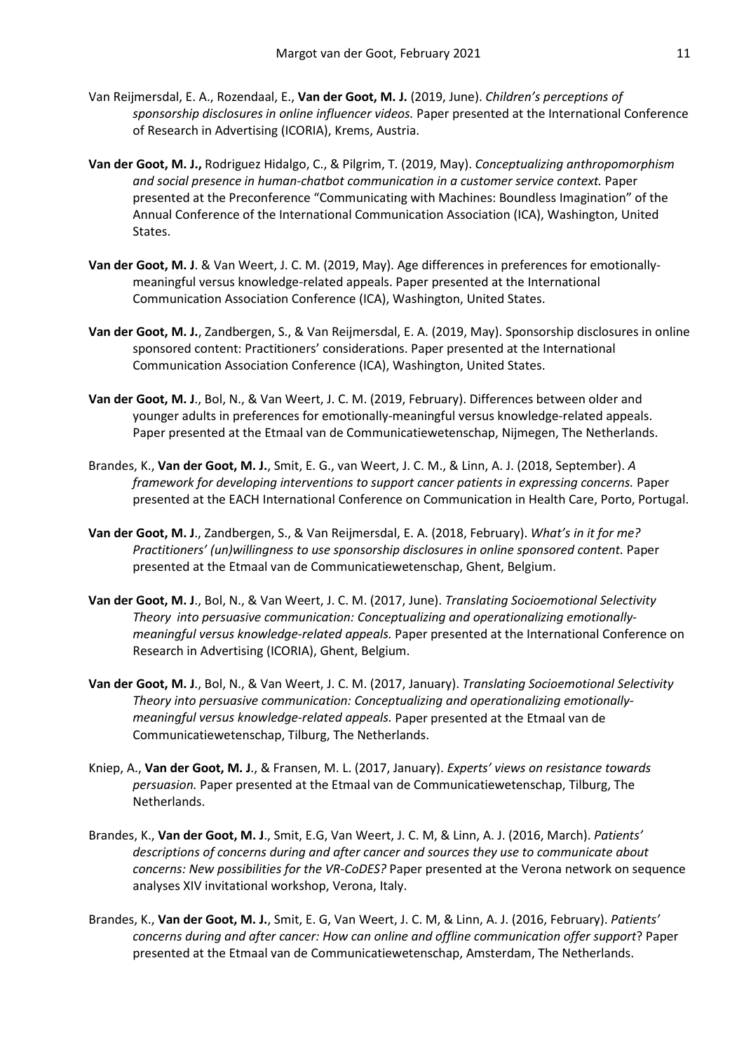Van Reijmersdal, E. A., Rozendaal, E., **Van der Goot, M. J.** (2019, June). *Children's perceptions of sponsorship disclosures in online influencer videos.* Paper presented at the International Conference of Research in Advertising (ICORIA), Krems, Austria.

**Van der Goot, M. J.,** Rodriguez Hidalgo, C., & Pilgrim, T. (2019, May). *Conceptualizing anthropomorphism and social presence in human-chatbot communication in a customer service context.* Paper presented at the Preconference "Communicating with Machines: Boundless Imagination" of the Annual Conference of the International Communication Association (ICA), Washington, United States.

**Van der Goot, M. J**. & Van Weert, J. C. M. (2019, May). Age differences in preferences for emotionally-meaningful versus knowledge-related appeals. Paper presented at the International Communication Association Conference (ICA), Washington, United States.

**Van der Goot, M. J.**, Zandbergen, S., & Van Reijmersdal, E. A. (2019, May). Sponsorship disclosures in online sponsored content: Practitioners' considerations. Paper presented at the International Communication Association Conference (ICA), Washington, United States.

**Van der Goot, M. J**., Bol, N., & Van Weert, J. C. M. (2019, February). Differences between older and younger adults in preferences for emotionally-meaningful versus knowledge-related appeals. Paper presented at the Etmaal van de Communicatiewetenschap, Nijmegen, The Netherlands.

Brandes, K., **Van der Goot, M. J.**, Smit, E. G., van Weert, J. C. M., & Linn, A. J. (2018, September). *A framework for developing interventions to support cancer patients in expressing concerns.* Paper presented at the EACH International Conference on Communication in Health Care, Porto, Portugal.

**Van der Goot, M. J**., Zandbergen, S., & Van Reijmersdal, E. A. (2018, February). *What's in it for me? Practitioners' (un)willingness to use sponsorship disclosures in online sponsored content.* Paper presented at the Etmaal van de Communicatiewetenschap, Ghent, Belgium.

**Van der Goot, M. J**., Bol, N., & Van Weert, J. C. M. (2017, June). *Translating Socioemotional Selectivity Theory into persuasive communication: Conceptualizing and operationalizing emotionally-meaningful versus knowledge-related appeals.* Paper presented at the International Conference on Research in Advertising (ICORIA), Ghent, Belgium.

**Van der Goot, M. J**., Bol, N., & Van Weert, J. C. M. (2017, January). *Translating Socioemotional Selectivity Theory into persuasive communication: Conceptualizing and operationalizing emotionally-meaningful versus knowledge-related appeals.* Paper presented at the Etmaal van de Communicatiewetenschap, Tilburg, The Netherlands.

Kniep, A., **Van der Goot, M. J**., & Fransen, M. L. (2017, January). *Experts' views on resistance towards persuasion.* Paper presented at the Etmaal van de Communicatiewetenschap, Tilburg, The Netherlands.

Brandes, K., **Van der Goot, M. J**., Smit, E.G, Van Weert, J. C. M, & Linn, A. J. (2016, March). *Patients' descriptions of concerns during and after cancer and sources they use to communicate about concerns: New possibilities for the VR-CoDES?* Paper presented at the Verona network on sequence analyses XIV invitational workshop, Verona, Italy.

Brandes, K., **Van der Goot, M. J.**, Smit, E. G, Van Weert, J. C. M, & Linn, A. J. (2016, February). *Patients' concerns during and after cancer: How can online and offline communication offer support*? Paper presented at the Etmaal van de Communicatiewetenschap, Amsterdam, The Netherlands.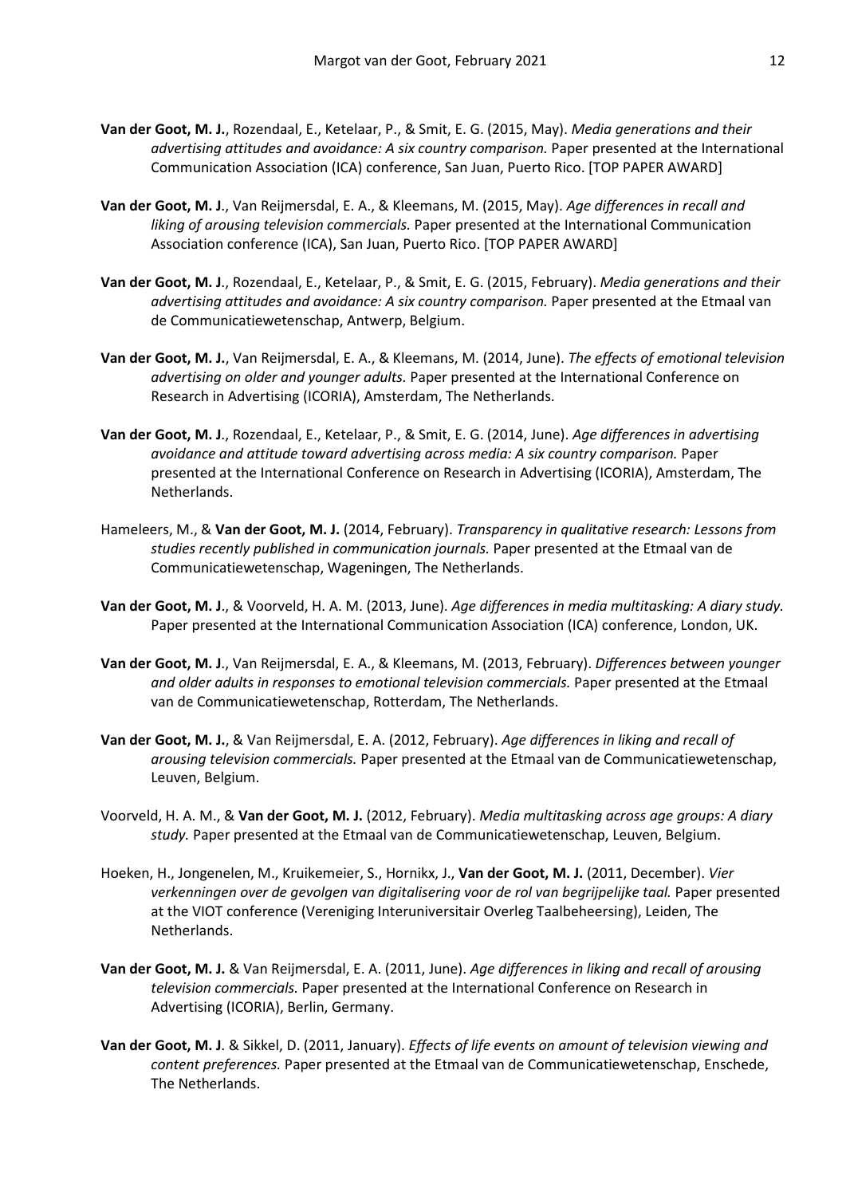**Van der Goot, M. J.**, Rozendaal, E., Ketelaar, P., & Smit, E. G. (2015, May). *Media generations and their advertising attitudes and avoidance: A six country comparison.* Paper presented at the International Communication Association (ICA) conference, San Juan, Puerto Rico. [TOP PAPER AWARD]

**Van der Goot, M. J**., Van Reijmersdal, E. A., & Kleemans, M. (2015, May). *Age differences in recall and liking of arousing television commercials.* Paper presented at the International Communication Association conference (ICA), San Juan, Puerto Rico. [TOP PAPER AWARD]

**Van der Goot, M. J**., Rozendaal, E., Ketelaar, P., & Smit, E. G. (2015, February). *Media generations and their advertising attitudes and avoidance: A six country comparison.* Paper presented at the Etmaal van de Communicatiewetenschap, Antwerp, Belgium.

**Van der Goot, M. J.**, Van Reijmersdal, E. A., & Kleemans, M. (2014, June). *The effects of emotional television advertising on older and younger adults.* Paper presented at the International Conference on Research in Advertising (ICORIA), Amsterdam, The Netherlands.

**Van der Goot, M. J**., Rozendaal, E., Ketelaar, P., & Smit, E. G. (2014, June). *Age differences in advertising avoidance and attitude toward advertising across media: A six country comparison.* Paper presented at the International Conference on Research in Advertising (ICORIA), Amsterdam, The Netherlands.

Hameleers, M., & **Van der Goot, M. J.** (2014, February). *Transparency in qualitative research: Lessons from studies recently published in communication journals.* Paper presented at the Etmaal van de Communicatiewetenschap, Wageningen, The Netherlands.

**Van der Goot, M. J**., & Voorveld, H. A. M. (2013, June). *Age differences in media multitasking: A diary study.* Paper presented at the International Communication Association (ICA) conference, London, UK.

**Van der Goot, M. J**., Van Reijmersdal, E. A., & Kleemans, M. (2013, February). *Differences between younger and older adults in responses to emotional television commercials.* Paper presented at the Etmaal van de Communicatiewetenschap, Rotterdam, The Netherlands.

**Van der Goot, M. J.**, & Van Reijmersdal, E. A. (2012, February). *Age differences in liking and recall of arousing television commercials.* Paper presented at the Etmaal van de Communicatiewetenschap, Leuven, Belgium.

Voorveld, H. A. M., & **Van der Goot, M. J.** (2012, February). *Media multitasking across age groups: A diary study.* Paper presented at the Etmaal van de Communicatiewetenschap, Leuven, Belgium.

Hoeken, H., Jongenelen, M., Kruikemeier, S., Hornikx, J., **Van der Goot, M. J.** (2011, December). *Vier verkenningen over de gevolgen van digitalisering voor de rol van begrijpelijke taal.* Paper presented at the VIOT conference (Vereniging Interuniversitair Overleg Taalbeheersing), Leiden, The Netherlands.

**Van der Goot, M. J.** & Van Reijmersdal, E. A. (2011, June). *Age differences in liking and recall of arousing television commercials.* Paper presented at the International Conference on Research in Advertising (ICORIA), Berlin, Germany.

**Van der Goot, M. J**. & Sikkel, D. (2011, January). *Effects of life events on amount of television viewing and content preferences.* Paper presented at the Etmaal van de Communicatiewetenschap, Enschede, The Netherlands.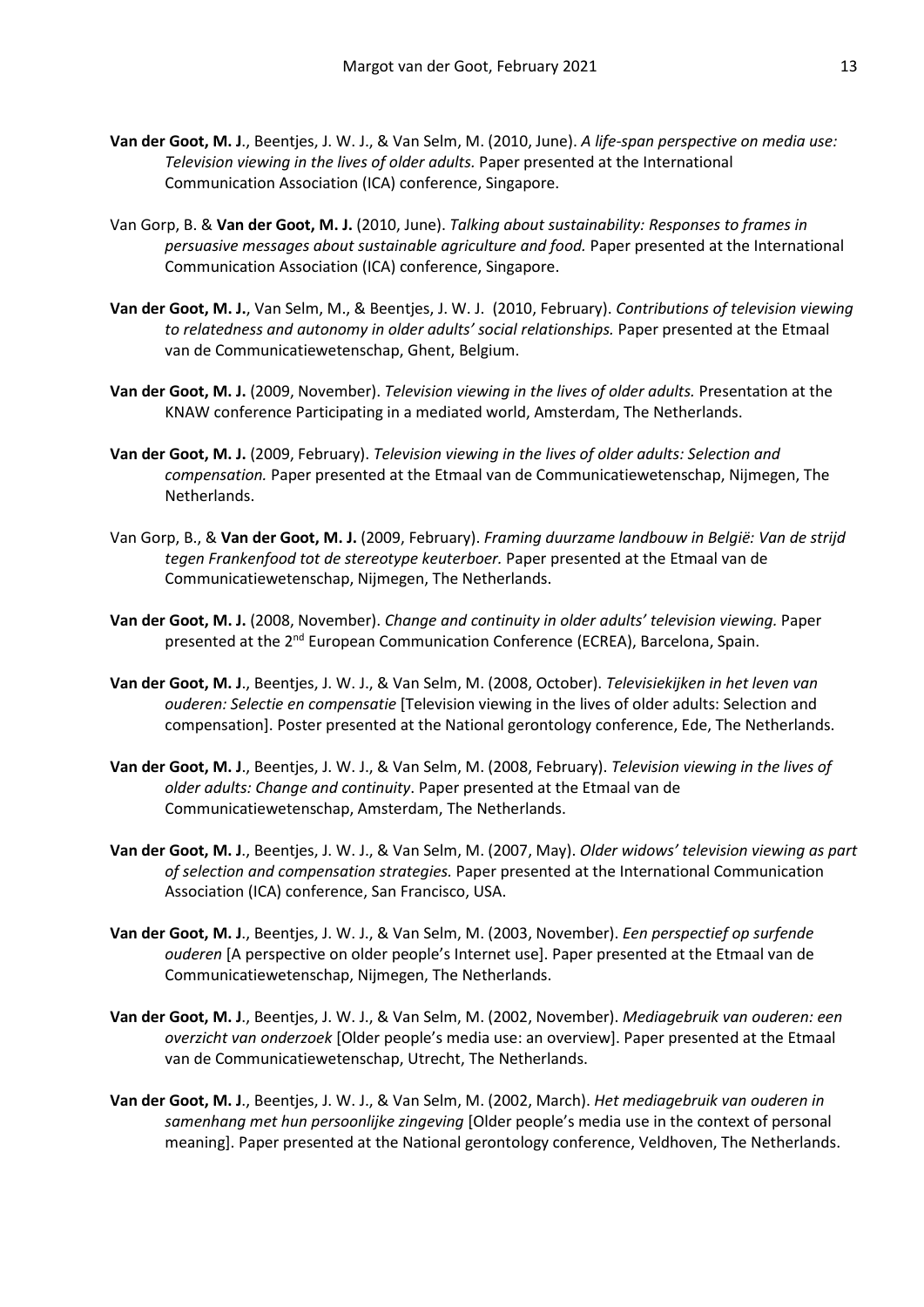**Van der Goot, M. J.**, Beentjes, J. W. J., & Van Selm, M. (2010, June). *A life-span perspective on media use: Television viewing in the lives of older adults.* Paper presented at the International Communication Association (ICA) conference, Singapore.

Van Gorp, B. & **Van der Goot, M. J.** (2010, June). *Talking about sustainability: Responses to frames in persuasive messages about sustainable agriculture and food.* Paper presented at the International Communication Association (ICA) conference, Singapore.

**Van der Goot, M. J.**, Van Selm, M., & Beentjes, J. W. J. (2010, February). *Contributions of television viewing to relatedness and autonomy in older adults' social relationships.* Paper presented at the Etmaal van de Communicatiewetenschap, Ghent, Belgium.

**Van der Goot, M. J.** (2009, November). *Television viewing in the lives of older adults.* Presentation at the KNAW conference Participating in a mediated world, Amsterdam, The Netherlands.

**Van der Goot, M. J.** (2009, February). *Television viewing in the lives of older adults: Selection and compensation.* Paper presented at the Etmaal van de Communicatiewetenschap, Nijmegen, The Netherlands.

Van Gorp, B., & **Van der Goot, M. J.** (2009, February). *Framing duurzame landbouw in België: Van de strijd tegen Frankenfood tot de stereotype keuterboer.* Paper presented at the Etmaal van de Communicatiewetenschap, Nijmegen, The Netherlands.

**Van der Goot, M. J.** (2008, November). *Change and continuity in older adults' television viewing.* Paper presented at the 2nd European Communication Conference (ECREA), Barcelona, Spain.

**Van der Goot, M. J.**, Beentjes, J. W. J., & Van Selm, M. (2008, October). *Televisiekijken in het leven van ouderen: Selectie en compensatie* [Television viewing in the lives of older adults: Selection and compensation]. Poster presented at the National gerontology conference, Ede, The Netherlands.

**Van der Goot, M. J.**, Beentjes, J. W. J., & Van Selm, M. (2008, February). *Television viewing in the lives of older adults: Change and continuity*. Paper presented at the Etmaal van de Communicatiewetenschap, Amsterdam, The Netherlands.

**Van der Goot, M. J.**, Beentjes, J. W. J., & Van Selm, M. (2007, May). *Older widows' television viewing as part of selection and compensation strategies.* Paper presented at the International Communication Association (ICA) conference, San Francisco, USA.

**Van der Goot, M. J.**, Beentjes, J. W. J., & Van Selm, M. (2003, November). *Een perspectief op surfende ouderen* [A perspective on older people's Internet use]. Paper presented at the Etmaal van de Communicatiewetenschap, Nijmegen, The Netherlands.

**Van der Goot, M. J.**, Beentjes, J. W. J., & Van Selm, M. (2002, November). *Mediagebruik van ouderen: een overzicht van onderzoek* [Older people's media use: an overview]. Paper presented at the Etmaal van de Communicatiewetenschap, Utrecht, The Netherlands.

**Van der Goot, M. J.**, Beentjes, J. W. J., & Van Selm, M. (2002, March). *Het mediagebruik van ouderen in samenhang met hun persoonlijke zingeving* [Older people's media use in the context of personal meaning]. Paper presented at the National gerontology conference, Veldhoven, The Netherlands.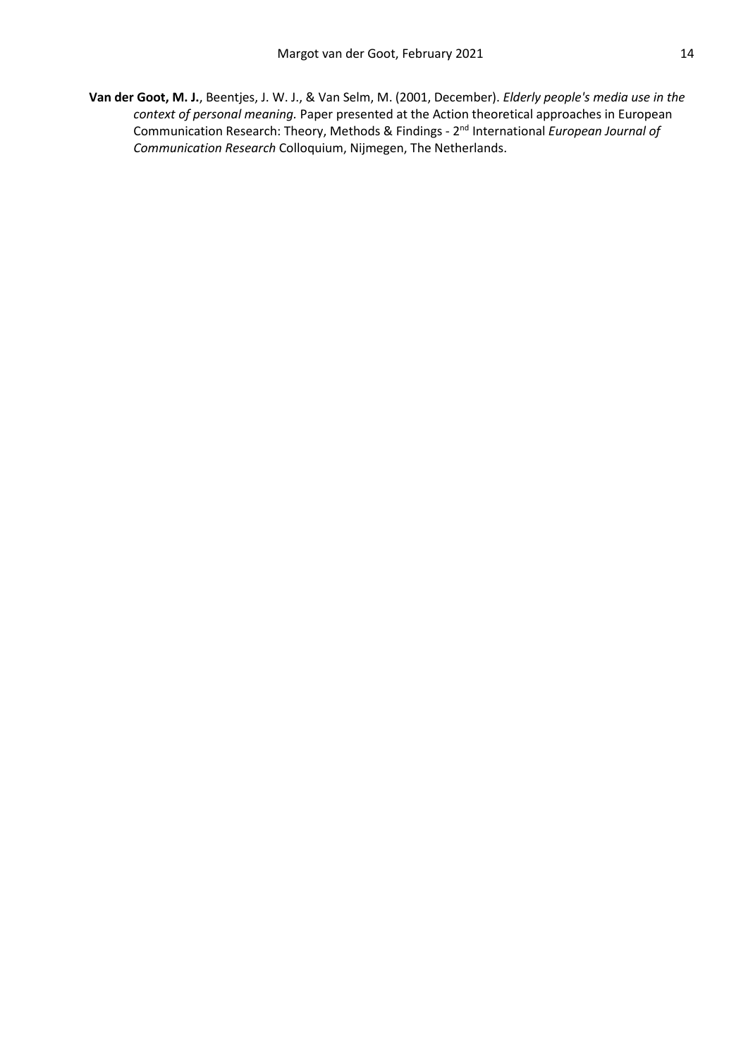**Van der Goot, M. J.**, Beentjes, J. W. J., & Van Selm, M. (2001, December). *Elderly people's media use in the context of personal meaning.* Paper presented at the Action theoretical approaches in European Communication Research: Theory, Methods & Findings - 2nd International *European Journal of Communication Research* Colloquium, Nijmegen, The Netherlands.